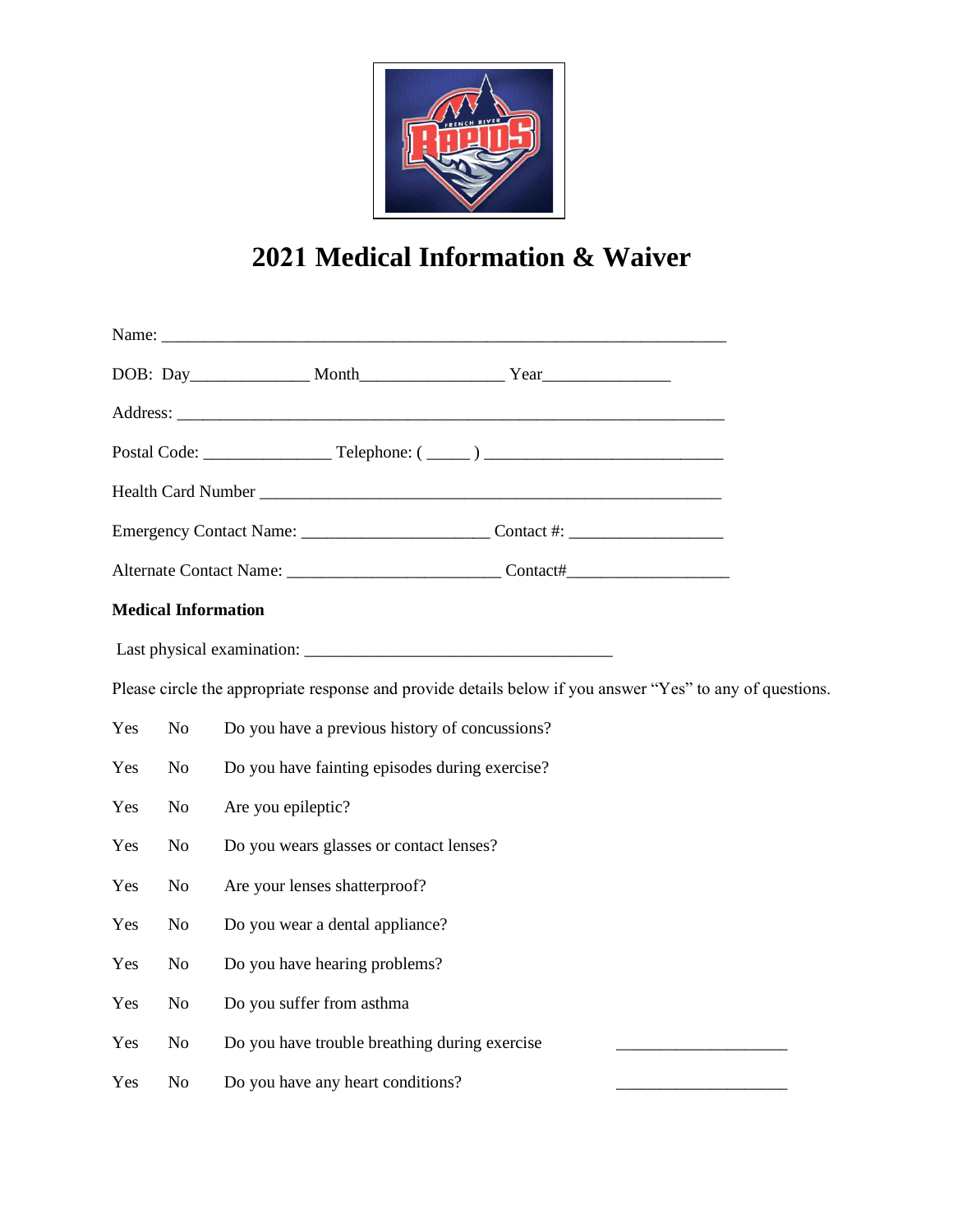# 2021 Medical Information & Waiver

Name: ___________________________________________________________________

DOB: Day_____________ Month________________ Year______________

Address: _________________________________________________________________

Postal Code: ______________ Telephone: ( _____ ) ___________________________

Health Card Number ______________________________________________________

Emergency Contact Name: _____________________ Contact #: _________________

Alternate Contact Name: ________________________ Contact#__________________

**Medical Information**

Last physical examination: ___________________________________

Please circle the appropriate response and provide details below if you answer "Yes" to any of questions.

Yes No Do you have a previous history of concussions?

Yes No Do you have fainting episodes during exercise?

Yes No Are you epileptic?

Yes No Do you wears glasses or contact lenses?

Yes No Are your lenses shatterproof?

Yes No Do you wear a dental appliance?

Yes No Do you have hearing problems?

Yes No Do you suffer from asthma

Yes No Do you have trouble breathing during exercise ____________________

Yes No Do you have any heart conditions? ____________________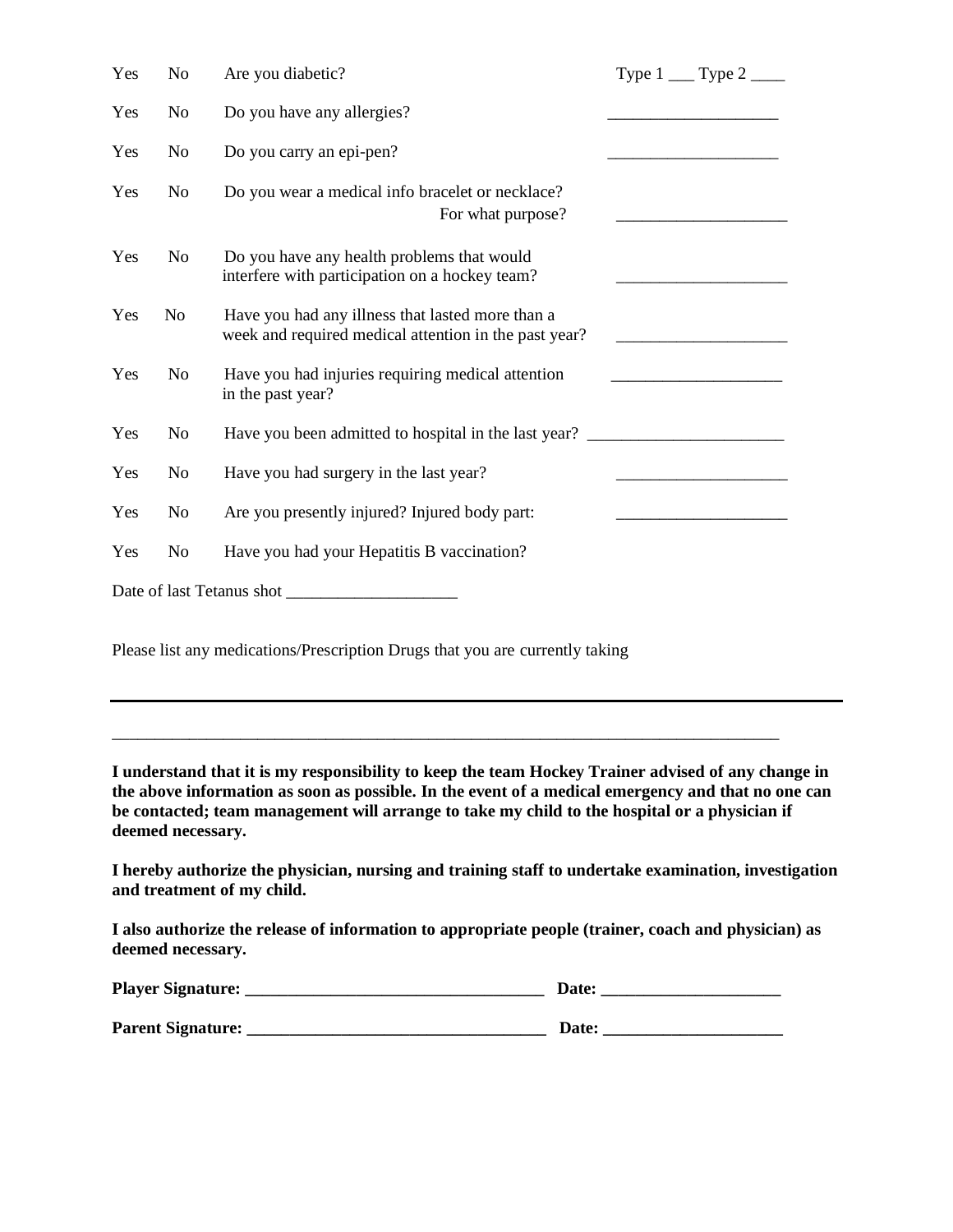| | | | |
|---|---|---|---|
| Yes | No | Are you diabetic? | Type 1 ___ Type 2 ____ |
| Yes | No | Do you have any allergies? | ____________________ |
| Yes | No | Do you carry an epi-pen? | ____________________ |
| Yes | No | Do you wear a medical info bracelet or necklace? For what purpose? | ____________________ |
| Yes | No | Do you have any health problems that would interfere with participation on a hockey team? | ____________________ |
| Yes | No | Have you had any illness that lasted more than a week and required medical attention in the past year? | ____________________ |
| Yes | No | Have you had injuries requiring medical attention in the past year? | ____________________ |
| Yes | No | Have you been admitted to hospital in the last year? | ______________________ |
| Yes | No | Have you had surgery in the last year? | ____________________ |
| Yes | No | Are you presently injured? Injured body part: | ____________________ |
| Yes | No | Have you had your Hepatitis B vaccination? | |

Date of last Tetanus shot ____________________

Please list any medications/Prescription Drugs that you are currently taking

---

________________________________________________________________________________

**I understand that it is my responsibility to keep the team Hockey Trainer advised of any change in the above information as soon as possible. In the event of a medical emergency and that no one can be contacted; team management will arrange to take my child to the hospital or a physician if deemed necessary.**

**I hereby authorize the physician, nursing and training staff to undertake examination, investigation and treatment of my child.**

**I also authorize the release of information to appropriate people (trainer, coach and physician) as deemed necessary.**

**Player Signature: ___________________________________ Date: _____________________**

**Parent Signature: ___________________________________ Date: _____________________**